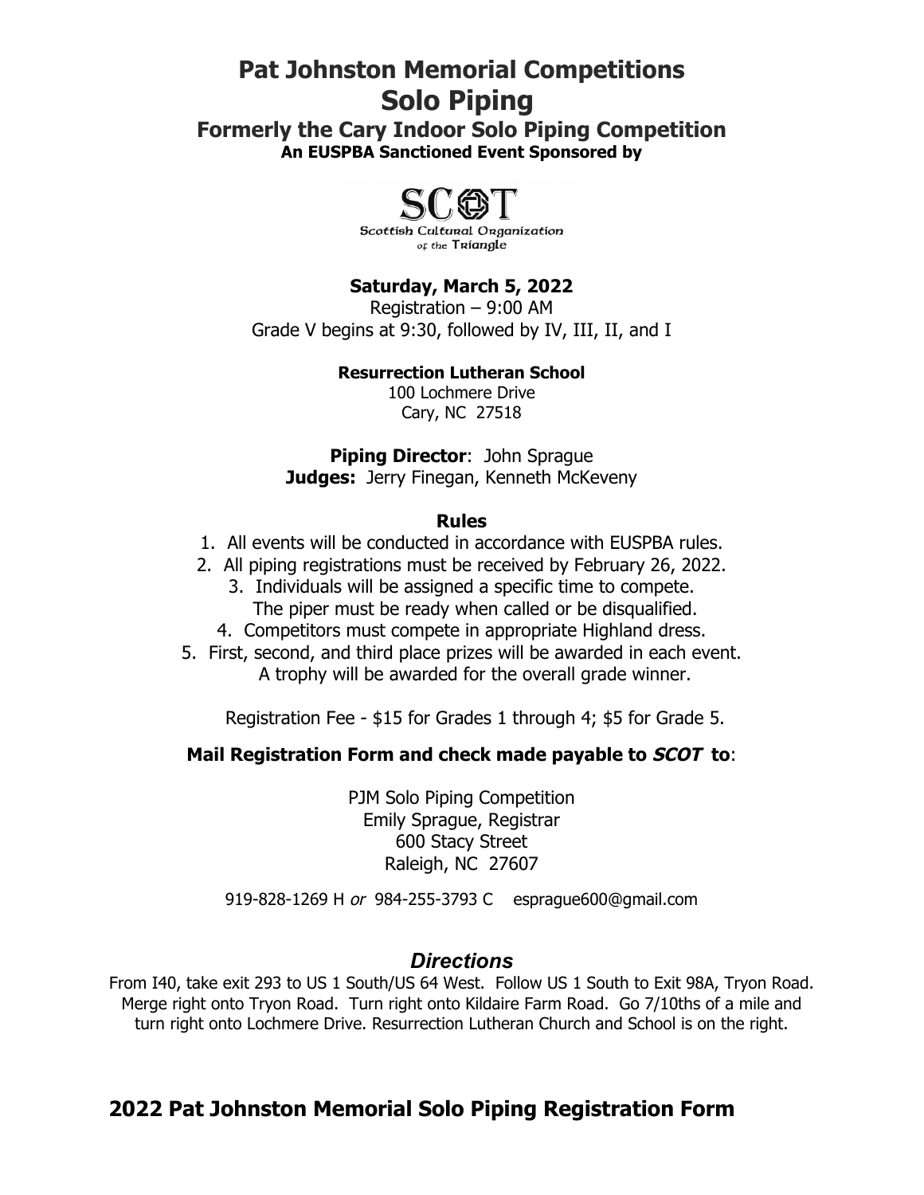# Pat Johnston Memorial Competitions
# Solo Piping
## Formerly the Cary Indoor Solo Piping Competition
**An EUSPBA Sanctioned Event Sponsored by**

SCOT
Scottish Cultural Organization of the Triangle

**Saturday, March 5, 2022**
Registration – 9:00 AM
Grade V begins at 9:30, followed by IV, III, II, and I

**Resurrection Lutheran School**
100 Lochmere Drive
Cary, NC 27518

**Piping Director**: John Sprague
**Judges:** Jerry Finegan, Kenneth McKeveny

**Rules**

1. All events will be conducted in accordance with EUSPBA rules.
2. All piping registrations must be received by February 26, 2022.
3. Individuals will be assigned a specific time to compete. The piper must be ready when called or be disqualified.
4. Competitors must compete in appropriate Highland dress.
5. First, second, and third place prizes will be awarded in each event. A trophy will be awarded for the overall grade winner.

Registration Fee - $15 for Grades 1 through 4; $5 for Grade 5.

**Mail Registration Form and check made payable to *SCOT* to**:

PJM Solo Piping Competition
Emily Sprague, Registrar
600 Stacy Street
Raleigh, NC 27607

919-828-1269 H *or* 984-255-3793 C esprague600@gmail.com

## *Directions*

From I40, take exit 293 to US 1 South/US 64 West. Follow US 1 South to Exit 98A, Tryon Road. Merge right onto Tryon Road. Turn right onto Kildaire Farm Road. Go 7/10ths of a mile and turn right onto Lochmere Drive. Resurrection Lutheran Church and School is on the right.

## 2022 Pat Johnston Memorial Solo Piping Registration Form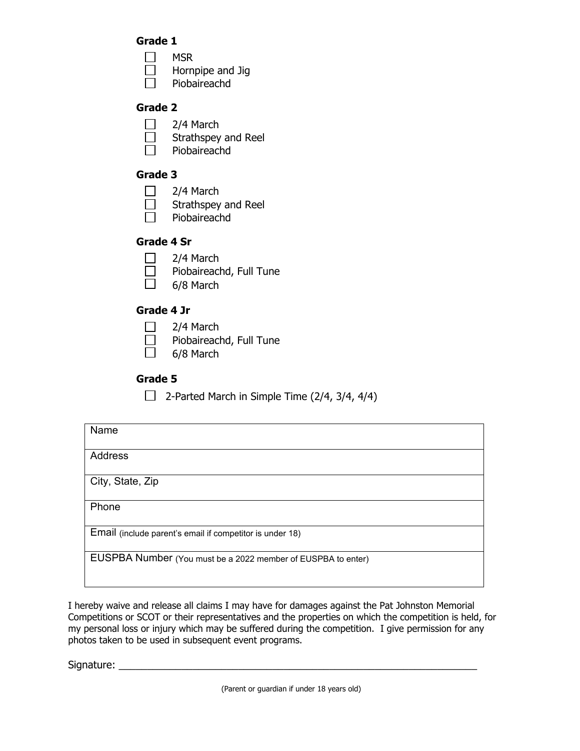**Grade 1**

- ☐ MSR
- ☐ Hornpipe and Jig
- ☐ Piobaireachd

**Grade 2**

- ☐ 2/4 March
- ☐ Strathspey and Reel
- ☐ Piobaireachd

**Grade 3**

- ☐ 2/4 March
- ☐ Strathspey and Reel
- ☐ Piobaireachd

**Grade 4 Sr**

- ☐ 2/4 March
- ☐ Piobaireachd, Full Tune
- ☐ 6/8 March

**Grade 4 Jr**

- ☐ 2/4 March
- ☐ Piobaireachd, Full Tune
- ☐ 6/8 March

**Grade 5**

- ☐ 2-Parted March in Simple Time (2/4, 3/4, 4/4)

| |
|---|
| Name |
| Address |
| City, State, Zip |
| Phone |
| Email (include parent's email if competitor is under 18) |
| EUSPBA Number (You must be a 2022 member of EUSPBA to enter) |

I hereby waive and release all claims I may have for damages against the Pat Johnston Memorial Competitions or SCOT or their representatives and the properties on which the competition is held, for my personal loss or injury which may be suffered during the competition. I give permission for any photos taken to be used in subsequent event programs.

Signature: ______________________________________________

(Parent or guardian if under 18 years old)